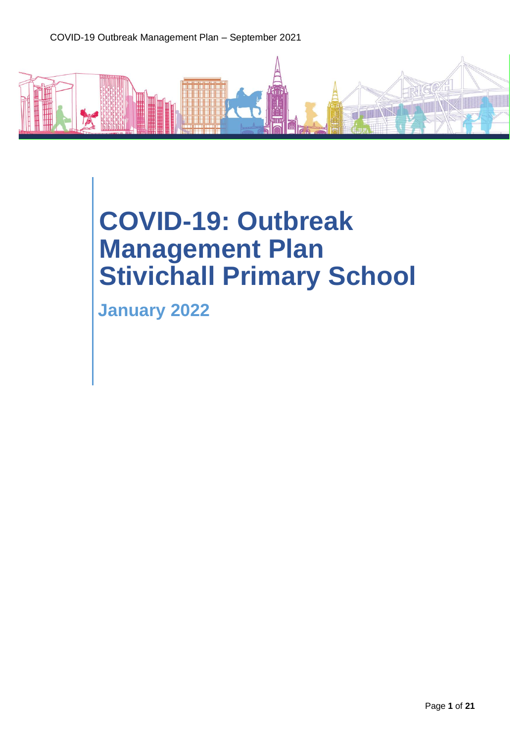# COVID-19: Outbreak Management Plan Stivichall Primary School

## January 2022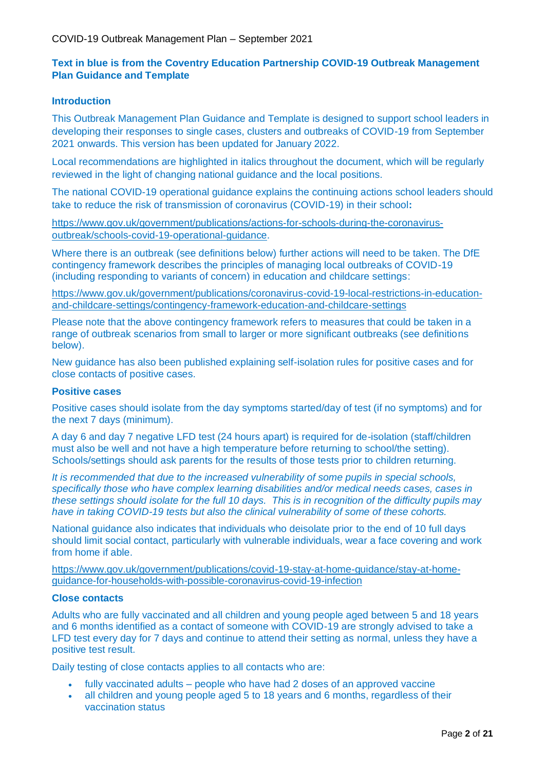**Text in blue is from the Coventry Education Partnership COVID-19 Outbreak Management Plan Guidance and Template**

### Introduction

This Outbreak Management Plan Guidance and Template is designed to support school leaders in developing their responses to single cases, clusters and outbreaks of COVID-19 from September 2021 onwards. This version has been updated for January 2022.

Local recommendations are highlighted in italics throughout the document, which will be regularly reviewed in the light of changing national guidance and the local positions.

The national COVID-19 operational guidance explains the continuing actions school leaders should take to reduce the risk of transmission of coronavirus (COVID-19) in their school**:**

https://www.gov.uk/government/publications/actions-for-schools-during-the-coronavirus-outbreak/schools-covid-19-operational-guidance.

Where there is an outbreak (see definitions below) further actions will need to be taken. The DfE contingency framework describes the principles of managing local outbreaks of COVID-19 (including responding to variants of concern) in education and childcare settings:

https://www.gov.uk/government/publications/coronavirus-covid-19-local-restrictions-in-education-and-childcare-settings/contingency-framework-education-and-childcare-settings

Please note that the above contingency framework refers to measures that could be taken in a range of outbreak scenarios from small to larger or more significant outbreaks (see definitions below).

New guidance has also been published explaining self-isolation rules for positive cases and for close contacts of positive cases.

### Positive cases

Positive cases should isolate from the day symptoms started/day of test (if no symptoms) and for the next 7 days (minimum).

A day 6 and day 7 negative LFD test (24 hours apart) is required for de-isolation (staff/children must also be well and not have a high temperature before returning to school/the setting). Schools/settings should ask parents for the results of those tests prior to children returning.

*It is recommended that due to the increased vulnerability of some pupils in special schools, specifically those who have complex learning disabilities and/or medical needs cases, cases in these settings should isolate for the full 10 days. This is in recognition of the difficulty pupils may have in taking COVID-19 tests but also the clinical vulnerability of some of these cohorts.*

National guidance also indicates that individuals who deisolate prior to the end of 10 full days should limit social contact, particularly with vulnerable individuals, wear a face covering and work from home if able.

https://www.gov.uk/government/publications/covid-19-stay-at-home-guidance/stay-at-home-guidance-for-households-with-possible-coronavirus-covid-19-infection

### Close contacts

Adults who are fully vaccinated and all children and young people aged between 5 and 18 years and 6 months identified as a contact of someone with COVID-19 are strongly advised to take a LFD test every day for 7 days and continue to attend their setting as normal, unless they have a positive test result.

Daily testing of close contacts applies to all contacts who are:

- fully vaccinated adults – people who have had 2 doses of an approved vaccine
- all children and young people aged 5 to 18 years and 6 months, regardless of their vaccination status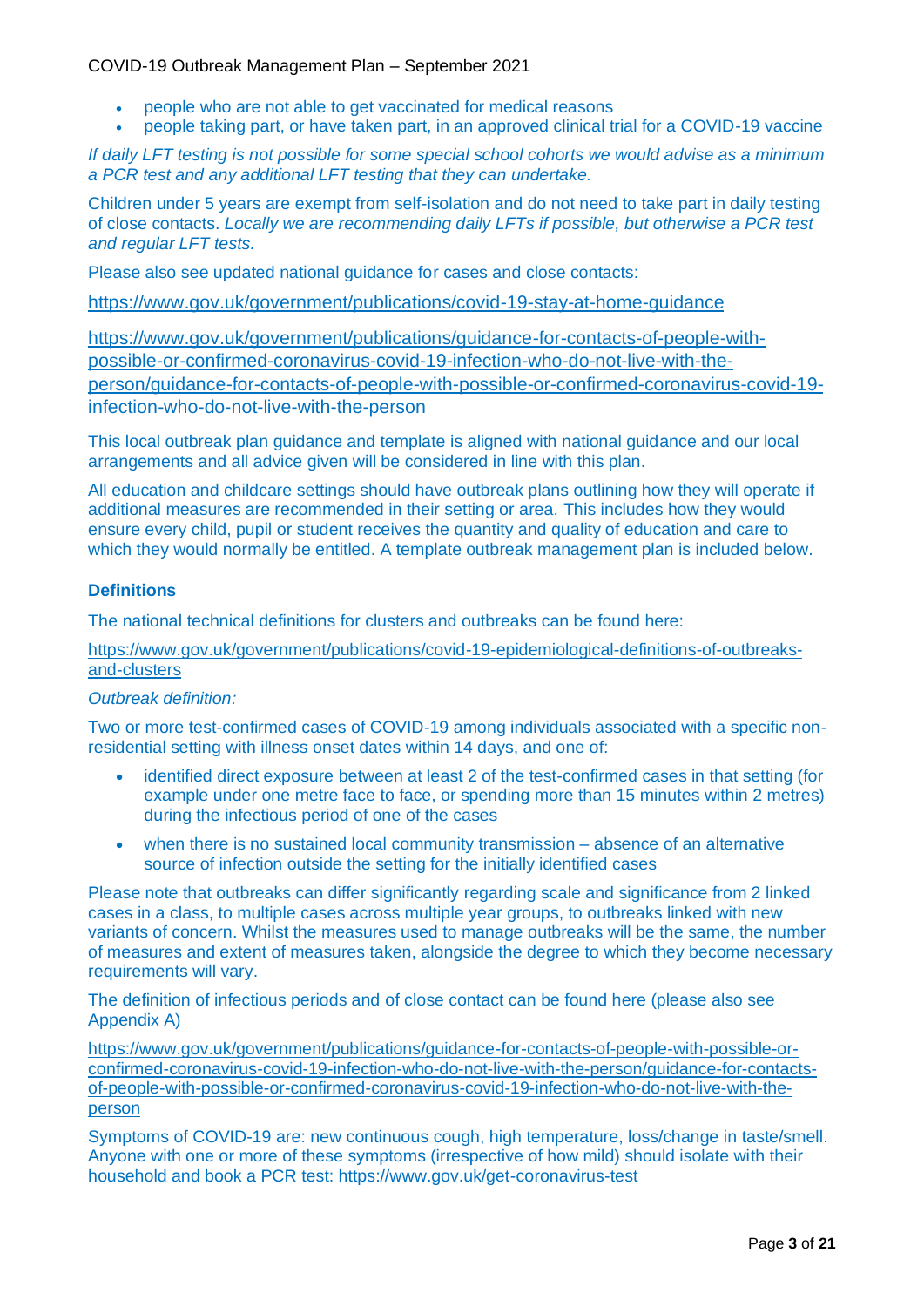- people who are not able to get vaccinated for medical reasons
- people taking part, or have taken part, in an approved clinical trial for a COVID-19 vaccine

*If daily LFT testing is not possible for some special school cohorts we would advise as a minimum a PCR test and any additional LFT testing that they can undertake.*

Children under 5 years are exempt from self-isolation and do not need to take part in daily testing of close contacts. *Locally we are recommending daily LFTs if possible, but otherwise a PCR test and regular LFT tests.*

Please also see updated national guidance for cases and close contacts:

https://www.gov.uk/government/publications/covid-19-stay-at-home-guidance

https://www.gov.uk/government/publications/guidance-for-contacts-of-people-with-possible-or-confirmed-coronavirus-covid-19-infection-who-do-not-live-with-the-person/guidance-for-contacts-of-people-with-possible-or-confirmed-coronavirus-covid-19-infection-who-do-not-live-with-the-person

This local outbreak plan guidance and template is aligned with national guidance and our local arrangements and all advice given will be considered in line with this plan.

All education and childcare settings should have outbreak plans outlining how they will operate if additional measures are recommended in their setting or area. This includes how they would ensure every child, pupil or student receives the quantity and quality of education and care to which they would normally be entitled. A template outbreak management plan is included below.

### Definitions

The national technical definitions for clusters and outbreaks can be found here:

https://www.gov.uk/government/publications/covid-19-epidemiological-definitions-of-outbreaks-and-clusters

*Outbreak definition:*

Two or more test-confirmed cases of COVID-19 among individuals associated with a specific non-residential setting with illness onset dates within 14 days, and one of:

- identified direct exposure between at least 2 of the test-confirmed cases in that setting (for example under one metre face to face, or spending more than 15 minutes within 2 metres) during the infectious period of one of the cases
- when there is no sustained local community transmission – absence of an alternative source of infection outside the setting for the initially identified cases

Please note that outbreaks can differ significantly regarding scale and significance from 2 linked cases in a class, to multiple cases across multiple year groups, to outbreaks linked with new variants of concern. Whilst the measures used to manage outbreaks will be the same, the number of measures and extent of measures taken, alongside the degree to which they become necessary requirements will vary.

The definition of infectious periods and of close contact can be found here (please also see Appendix A)

https://www.gov.uk/government/publications/guidance-for-contacts-of-people-with-possible-or-confirmed-coronavirus-covid-19-infection-who-do-not-live-with-the-person/guidance-for-contacts-of-people-with-possible-or-confirmed-coronavirus-covid-19-infection-who-do-not-live-with-the-person

Symptoms of COVID-19 are: new continuous cough, high temperature, loss/change in taste/smell. Anyone with one or more of these symptoms (irrespective of how mild) should isolate with their household and book a PCR test: https://www.gov.uk/get-coronavirus-test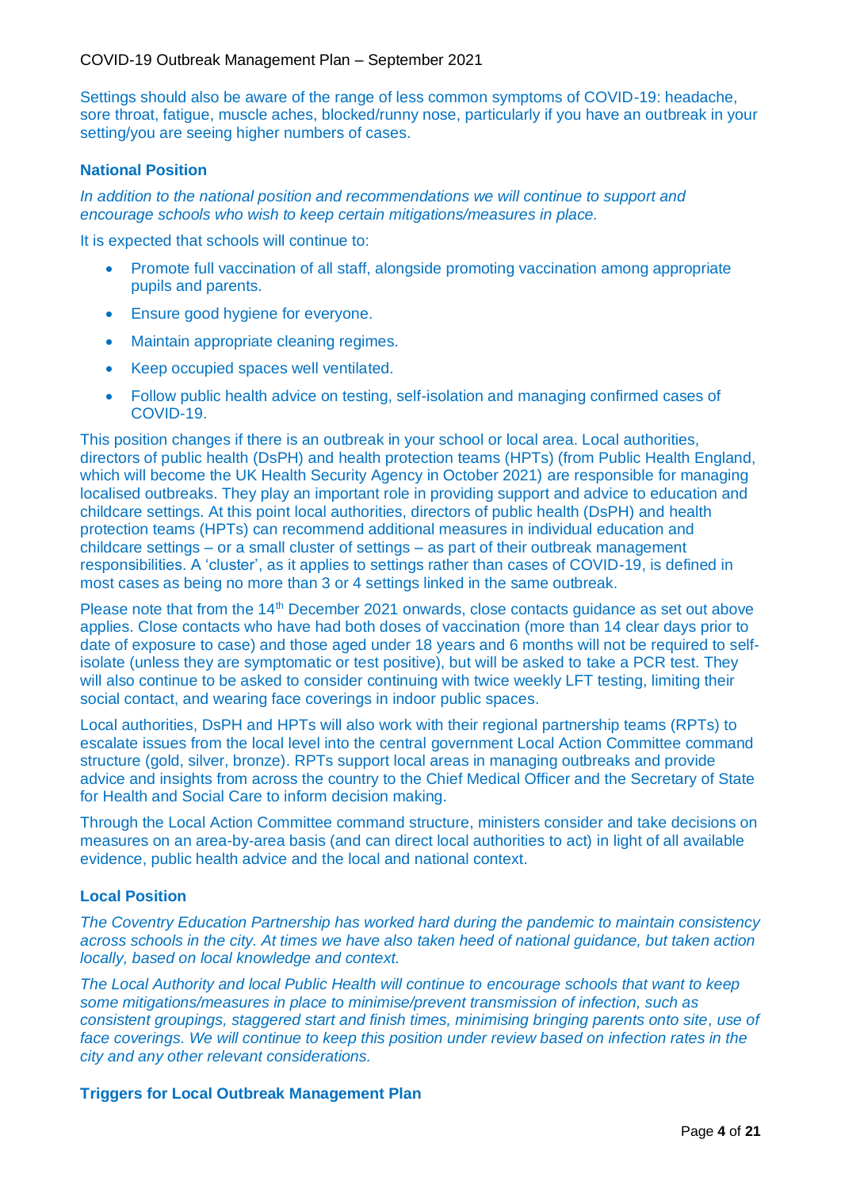Settings should also be aware of the range of less common symptoms of COVID-19: headache, sore throat, fatigue, muscle aches, blocked/runny nose, particularly if you have an outbreak in your setting/you are seeing higher numbers of cases.

### National Position

*In addition to the national position and recommendations we will continue to support and encourage schools who wish to keep certain mitigations/measures in place.*

It is expected that schools will continue to:

- Promote full vaccination of all staff, alongside promoting vaccination among appropriate pupils and parents.
- Ensure good hygiene for everyone.
- Maintain appropriate cleaning regimes.
- Keep occupied spaces well ventilated.
- Follow public health advice on testing, self-isolation and managing confirmed cases of COVID-19.

This position changes if there is an outbreak in your school or local area. Local authorities, directors of public health (DsPH) and health protection teams (HPTs) (from Public Health England, which will become the UK Health Security Agency in October 2021) are responsible for managing localised outbreaks. They play an important role in providing support and advice to education and childcare settings. At this point local authorities, directors of public health (DsPH) and health protection teams (HPTs) can recommend additional measures in individual education and childcare settings – or a small cluster of settings – as part of their outbreak management responsibilities. A 'cluster', as it applies to settings rather than cases of COVID-19, is defined in most cases as being no more than 3 or 4 settings linked in the same outbreak.

Please note that from the 14th December 2021 onwards, close contacts guidance as set out above applies. Close contacts who have had both doses of vaccination (more than 14 clear days prior to date of exposure to case) and those aged under 18 years and 6 months will not be required to self-isolate (unless they are symptomatic or test positive), but will be asked to take a PCR test. They will also continue to be asked to consider continuing with twice weekly LFT testing, limiting their social contact, and wearing face coverings in indoor public spaces.

Local authorities, DsPH and HPTs will also work with their regional partnership teams (RPTs) to escalate issues from the local level into the central government Local Action Committee command structure (gold, silver, bronze). RPTs support local areas in managing outbreaks and provide advice and insights from across the country to the Chief Medical Officer and the Secretary of State for Health and Social Care to inform decision making.

Through the Local Action Committee command structure, ministers consider and take decisions on measures on an area-by-area basis (and can direct local authorities to act) in light of all available evidence, public health advice and the local and national context.

### Local Position

*The Coventry Education Partnership has worked hard during the pandemic to maintain consistency across schools in the city. At times we have also taken heed of national guidance, but taken action locally, based on local knowledge and context.*

*The Local Authority and local Public Health will continue to encourage schools that want to keep some mitigations/measures in place to minimise/prevent transmission of infection, such as consistent groupings, staggered start and finish times, minimising bringing parents onto site, use of face coverings. We will continue to keep this position under review based on infection rates in the city and any other relevant considerations.*

### Triggers for Local Outbreak Management Plan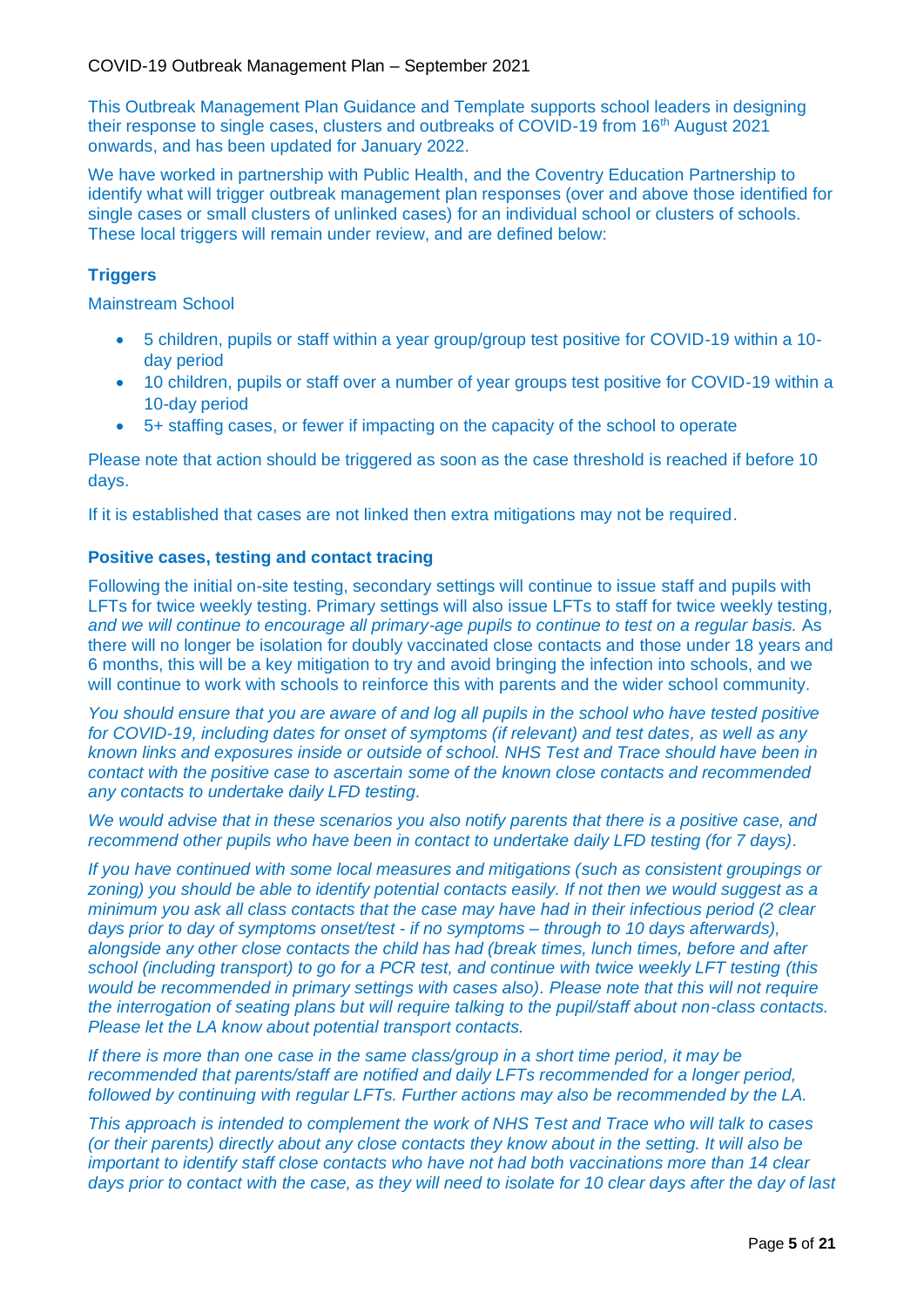COVID-19 Outbreak Management Plan – September 2021

This Outbreak Management Plan Guidance and Template supports school leaders in designing their response to single cases, clusters and outbreaks of COVID-19 from 16th August 2021 onwards, and has been updated for January 2022.

We have worked in partnership with Public Health, and the Coventry Education Partnership to identify what will trigger outbreak management plan responses (over and above those identified for single cases or small clusters of unlinked cases) for an individual school or clusters of schools. These local triggers will remain under review, and are defined below:

### Triggers

Mainstream School

- 5 children, pupils or staff within a year group/group test positive for COVID-19 within a 10-day period
- 10 children, pupils or staff over a number of year groups test positive for COVID-19 within a 10-day period
- 5+ staffing cases, or fewer if impacting on the capacity of the school to operate

Please note that action should be triggered as soon as the case threshold is reached if before 10 days.

If it is established that cases are not linked then extra mitigations may not be required.

### Positive cases, testing and contact tracing

Following the initial on-site testing, secondary settings will continue to issue staff and pupils with LFTs for twice weekly testing. Primary settings will also issue LFTs to staff for twice weekly testing, *and we will continue to encourage all primary-age pupils to continue to test on a regular basis.* As there will no longer be isolation for doubly vaccinated close contacts and those under 18 years and 6 months, this will be a key mitigation to try and avoid bringing the infection into schools, and we will continue to work with schools to reinforce this with parents and the wider school community.

*You should ensure that you are aware of and log all pupils in the school who have tested positive for COVID-19, including dates for onset of symptoms (if relevant) and test dates, as well as any known links and exposures inside or outside of school. NHS Test and Trace should have been in contact with the positive case to ascertain some of the known close contacts and recommended any contacts to undertake daily LFD testing.*

*We would advise that in these scenarios you also notify parents that there is a positive case, and recommend other pupils who have been in contact to undertake daily LFD testing (for 7 days).*

*If you have continued with some local measures and mitigations (such as consistent groupings or zoning) you should be able to identify potential contacts easily. If not then we would suggest as a minimum you ask all class contacts that the case may have had in their infectious period (2 clear days prior to day of symptoms onset/test - if no symptoms – through to 10 days afterwards), alongside any other close contacts the child has had (break times, lunch times, before and after school (including transport) to go for a PCR test, and continue with twice weekly LFT testing (this would be recommended in primary settings with cases also). Please note that this will not require the interrogation of seating plans but will require talking to the pupil/staff about non-class contacts. Please let the LA know about potential transport contacts.*

*If there is more than one case in the same class/group in a short time period, it may be recommended that parents/staff are notified and daily LFTs recommended for a longer period, followed by continuing with regular LFTs. Further actions may also be recommended by the LA.*

*This approach is intended to complement the work of NHS Test and Trace who will talk to cases (or their parents) directly about any close contacts they know about in the setting. It will also be important to identify staff close contacts who have not had both vaccinations more than 14 clear days prior to contact with the case, as they will need to isolate for 10 clear days after the day of last*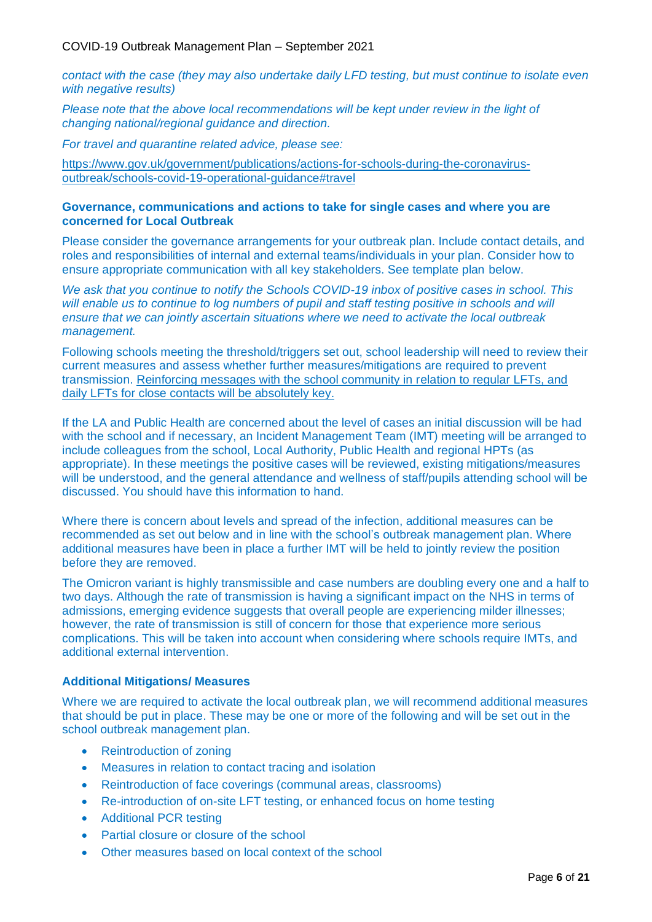*contact with the case (they may also undertake daily LFD testing, but must continue to isolate even with negative results)*

*Please note that the above local recommendations will be kept under review in the light of changing national/regional guidance and direction.*

*For travel and quarantine related advice, please see:*

https://www.gov.uk/government/publications/actions-for-schools-during-the-coronavirus-outbreak/schools-covid-19-operational-guidance#travel

**Governance, communications and actions to take for single cases and where you are concerned for Local Outbreak**

Please consider the governance arrangements for your outbreak plan. Include contact details, and roles and responsibilities of internal and external teams/individuals in your plan. Consider how to ensure appropriate communication with all key stakeholders. See template plan below.

*We ask that you continue to notify the Schools COVID-19 inbox of positive cases in school. This will enable us to continue to log numbers of pupil and staff testing positive in schools and will ensure that we can jointly ascertain situations where we need to activate the local outbreak management.*

Following schools meeting the threshold/triggers set out, school leadership will need to review their current measures and assess whether further measures/mitigations are required to prevent transmission. Reinforcing messages with the school community in relation to regular LFTs, and daily LFTs for close contacts will be absolutely key.

If the LA and Public Health are concerned about the level of cases an initial discussion will be had with the school and if necessary, an Incident Management Team (IMT) meeting will be arranged to include colleagues from the school, Local Authority, Public Health and regional HPTs (as appropriate). In these meetings the positive cases will be reviewed, existing mitigations/measures will be understood, and the general attendance and wellness of staff/pupils attending school will be discussed. You should have this information to hand.

Where there is concern about levels and spread of the infection, additional measures can be recommended as set out below and in line with the school's outbreak management plan. Where additional measures have been in place a further IMT will be held to jointly review the position before they are removed.

The Omicron variant is highly transmissible and case numbers are doubling every one and a half to two days. Although the rate of transmission is having a significant impact on the NHS in terms of admissions, emerging evidence suggests that overall people are experiencing milder illnesses; however, the rate of transmission is still of concern for those that experience more serious complications. This will be taken into account when considering where schools require IMTs, and additional external intervention.

**Additional Mitigations/ Measures**

Where we are required to activate the local outbreak plan, we will recommend additional measures that should be put in place. These may be one or more of the following and will be set out in the school outbreak management plan.

- Reintroduction of zoning
- Measures in relation to contact tracing and isolation
- Reintroduction of face coverings (communal areas, classrooms)
- Re-introduction of on-site LFT testing, or enhanced focus on home testing
- Additional PCR testing
- Partial closure or closure of the school
- Other measures based on local context of the school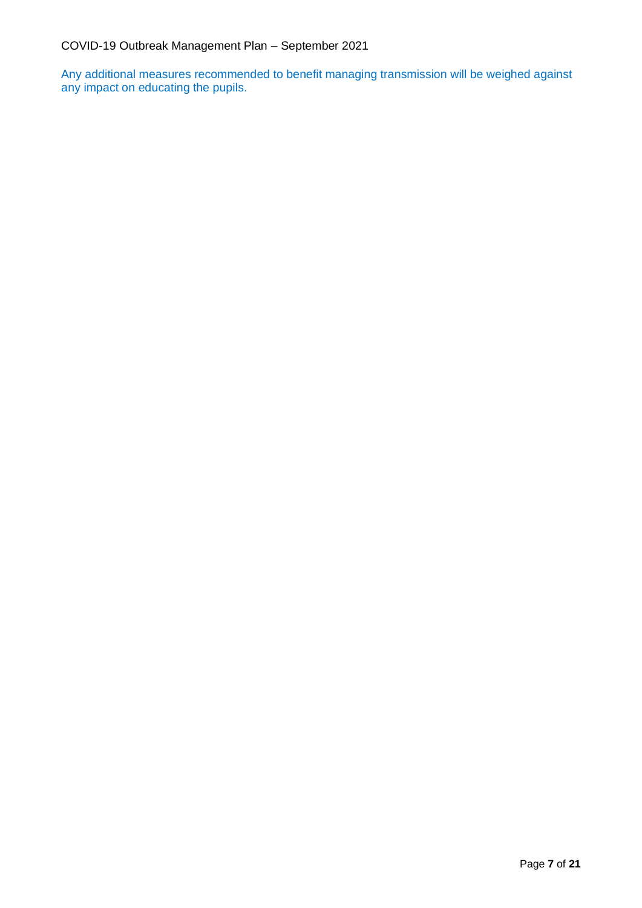Any additional measures recommended to benefit managing transmission will be weighed against any impact on educating the pupils.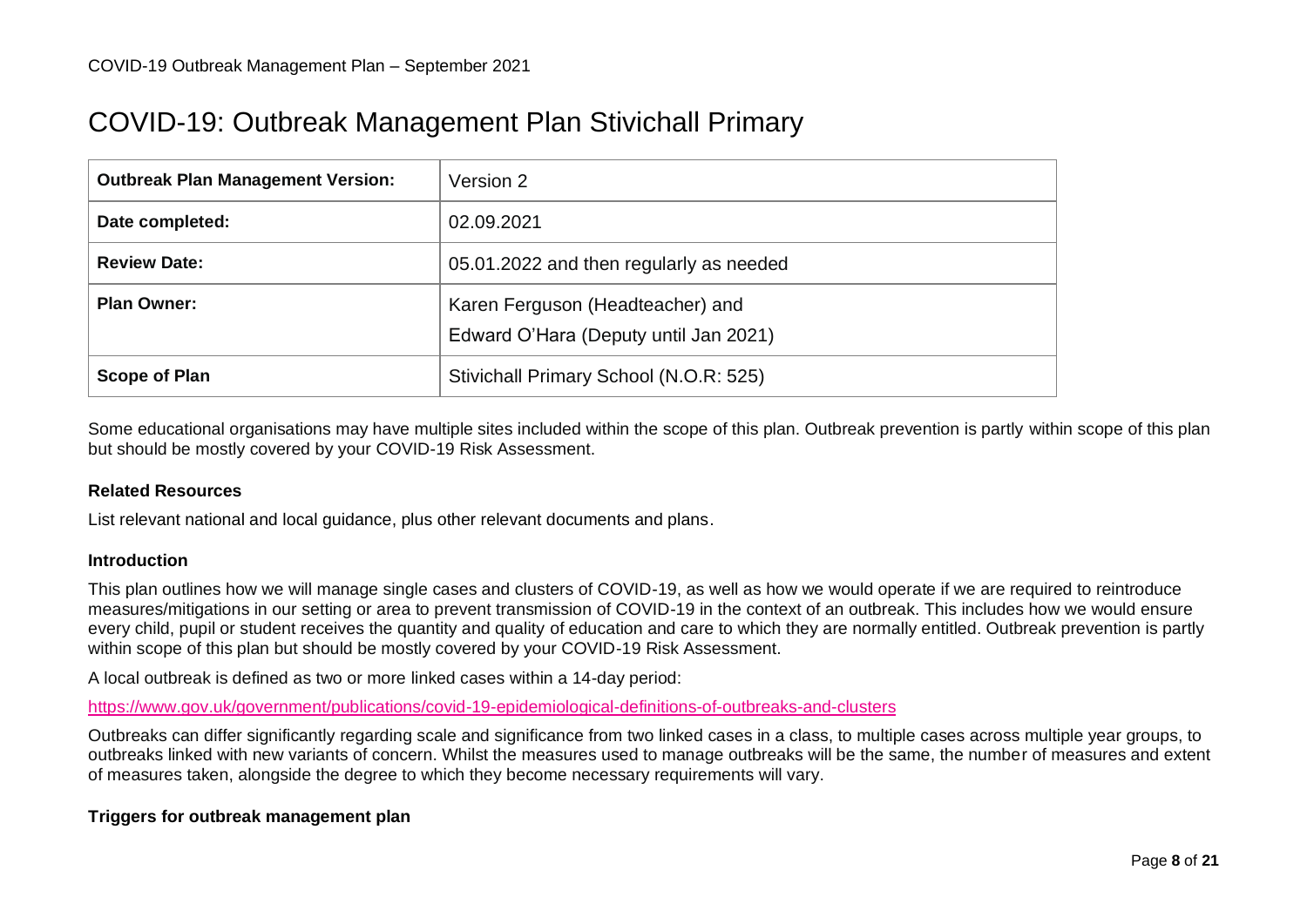# COVID-19: Outbreak Management Plan Stivichall Primary

| **Outbreak Plan Management Version:** | Version 2 |
|---|---|
| **Date completed:** | 02.09.2021 |
| **Review Date:** | 05.01.2022 and then regularly as needed |
| **Plan Owner:** | Karen Ferguson (Headteacher) and Edward O'Hara (Deputy until Jan 2021) |
| **Scope of Plan** | Stivichall Primary School (N.O.R: 525) |

Some educational organisations may have multiple sites included within the scope of this plan. Outbreak prevention is partly within scope of this plan but should be mostly covered by your COVID-19 Risk Assessment.

### Related Resources

List relevant national and local guidance, plus other relevant documents and plans.

### Introduction

This plan outlines how we will manage single cases and clusters of COVID-19, as well as how we would operate if we are required to reintroduce measures/mitigations in our setting or area to prevent transmission of COVID-19 in the context of an outbreak. This includes how we would ensure every child, pupil or student receives the quantity and quality of education and care to which they are normally entitled. Outbreak prevention is partly within scope of this plan but should be mostly covered by your COVID-19 Risk Assessment.

A local outbreak is defined as two or more linked cases within a 14-day period:

https://www.gov.uk/government/publications/covid-19-epidemiological-definitions-of-outbreaks-and-clusters

Outbreaks can differ significantly regarding scale and significance from two linked cases in a class, to multiple cases across multiple year groups, to outbreaks linked with new variants of concern. Whilst the measures used to manage outbreaks will be the same, the number of measures and extent of measures taken, alongside the degree to which they become necessary requirements will vary.

### Triggers for outbreak management plan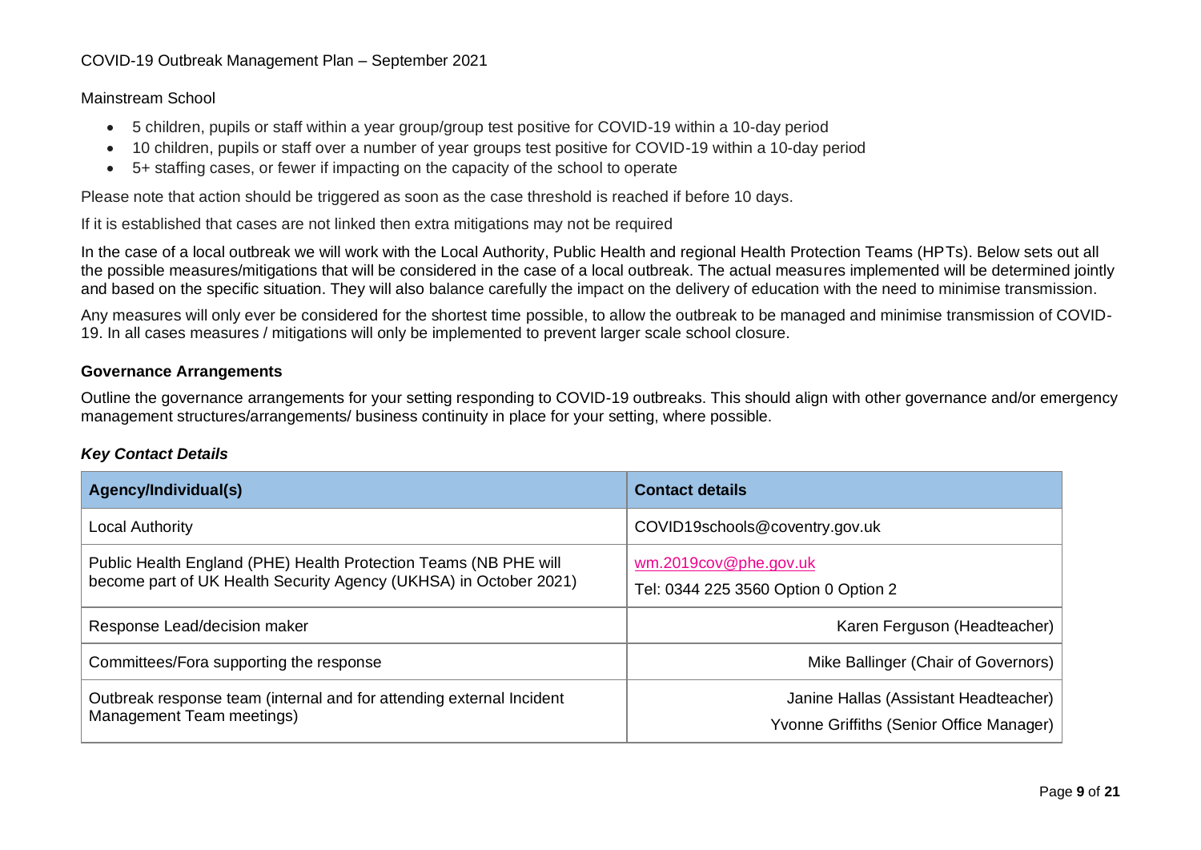Mainstream School

- 5 children, pupils or staff within a year group/group test positive for COVID-19 within a 10-day period
- 10 children, pupils or staff over a number of year groups test positive for COVID-19 within a 10-day period
- 5+ staffing cases, or fewer if impacting on the capacity of the school to operate

Please note that action should be triggered as soon as the case threshold is reached if before 10 days.

If it is established that cases are not linked then extra mitigations may not be required

In the case of a local outbreak we will work with the Local Authority, Public Health and regional Health Protection Teams (HPTs). Below sets out all the possible measures/mitigations that will be considered in the case of a local outbreak. The actual measures implemented will be determined jointly and based on the specific situation. They will also balance carefully the impact on the delivery of education with the need to minimise transmission.

Any measures will only ever be considered for the shortest time possible, to allow the outbreak to be managed and minimise transmission of COVID-19. In all cases measures / mitigations will only be implemented to prevent larger scale school closure.

**Governance Arrangements**

Outline the governance arrangements for your setting responding to COVID-19 outbreaks. This should align with other governance and/or emergency management structures/arrangements/ business continuity in place for your setting, where possible.

***Key Contact Details***

| Agency/Individual(s) | Contact details |
|---|---|
| Local Authority | COVID19schools@coventry.gov.uk |
| Public Health England (PHE) Health Protection Teams (NB PHE will become part of UK Health Security Agency (UKHSA) in October 2021) | wm.2019cov@phe.gov.uk<br>Tel: 0344 225 3560 Option 0 Option 2 |
| Response Lead/decision maker | Karen Ferguson (Headteacher) |
| Committees/Fora supporting the response | Mike Ballinger (Chair of Governors) |
| Outbreak response team (internal and for attending external Incident Management Team meetings) | Janine Hallas (Assistant Headteacher)<br>Yvonne Griffiths (Senior Office Manager) |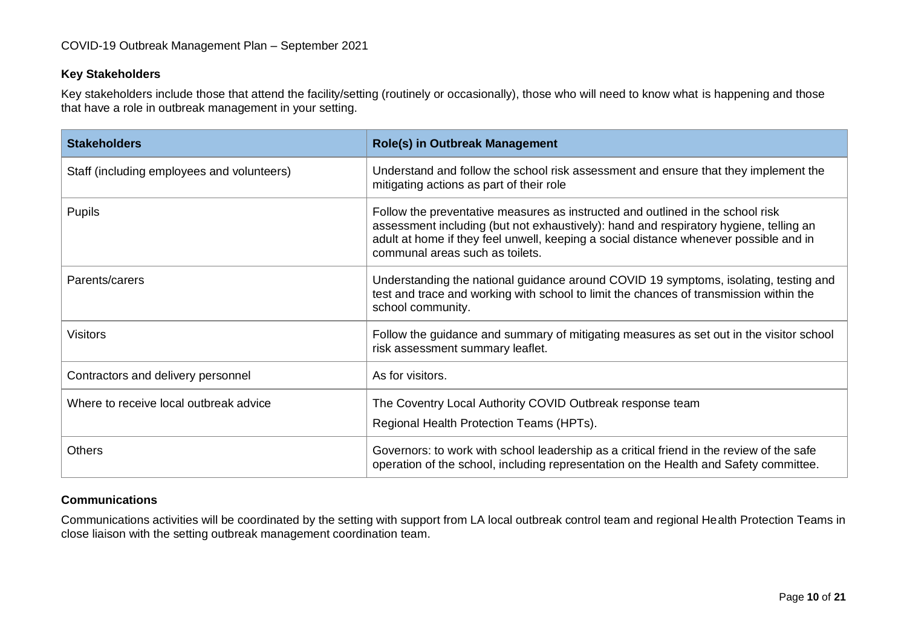## Key Stakeholders

Key stakeholders include those that attend the facility/setting (routinely or occasionally), those who will need to know what is happening and those that have a role in outbreak management in your setting.

| Stakeholders | Role(s) in Outbreak Management |
|---|---|
| Staff (including employees and volunteers) | Understand and follow the school risk assessment and ensure that they implement the mitigating actions as part of their role |
| Pupils | Follow the preventative measures as instructed and outlined in the school risk assessment including (but not exhaustively): hand and respiratory hygiene, telling an adult at home if they feel unwell, keeping a social distance whenever possible and in communal areas such as toilets. |
| Parents/carers | Understanding the national guidance around COVID 19 symptoms, isolating, testing and test and trace and working with school to limit the chances of transmission within the school community. |
| Visitors | Follow the guidance and summary of mitigating measures as set out in the visitor school risk assessment summary leaflet. |
| Contractors and delivery personnel | As for visitors. |
| Where to receive local outbreak advice | The Coventry Local Authority COVID Outbreak response team<br>Regional Health Protection Teams (HPTs). |
| Others | Governors: to work with school leadership as a critical friend in the review of the safe operation of the school, including representation on the Health and Safety committee. |

## Communications

Communications activities will be coordinated by the setting with support from LA local outbreak control team and regional Health Protection Teams in close liaison with the setting outbreak management coordination team.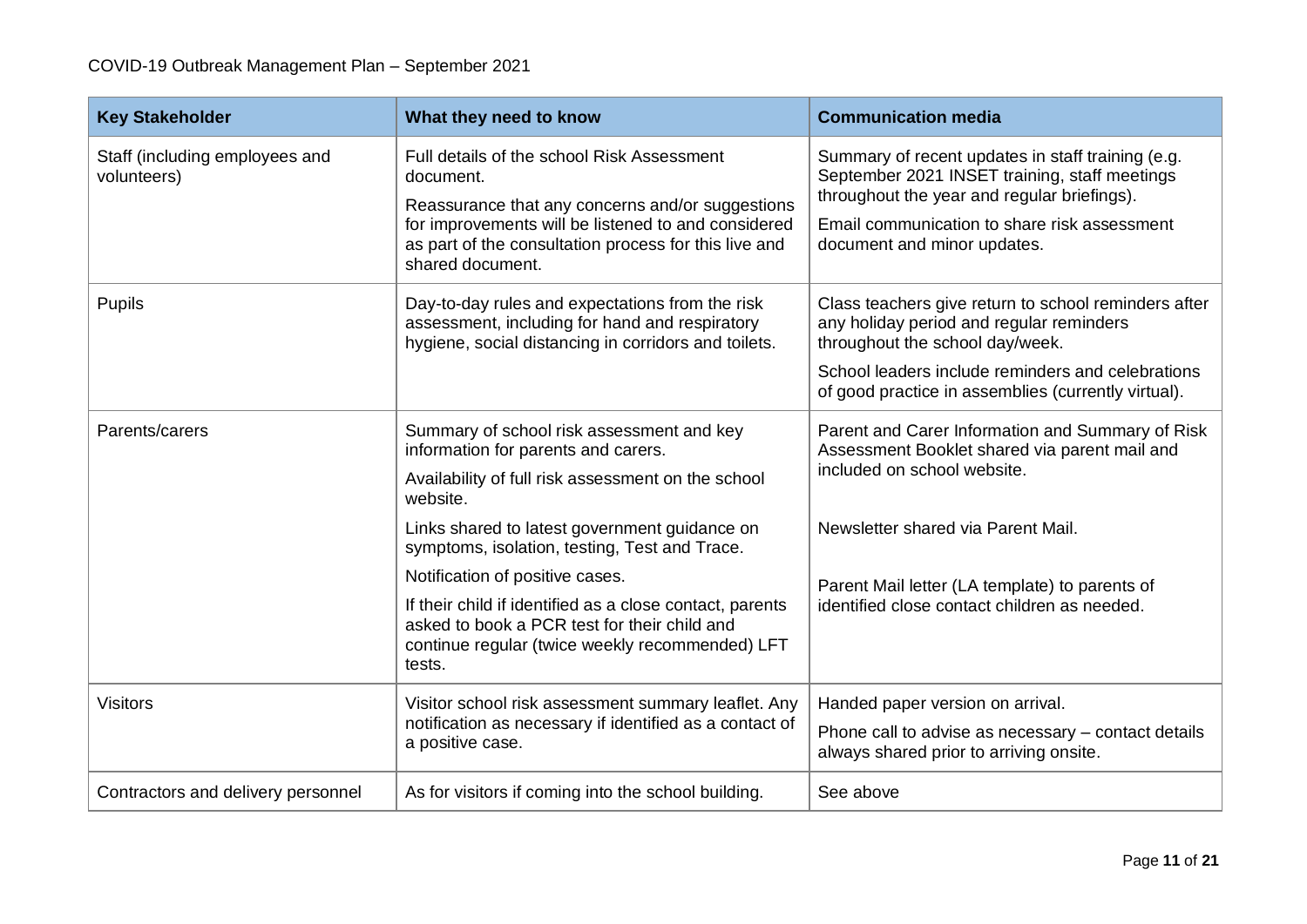| Key Stakeholder | What they need to know | Communication media |
|---|---|---|
| Staff (including employees and volunteers) | Full details of the school Risk Assessment document.<br><br>Reassurance that any concerns and/or suggestions for improvements will be listened to and considered as part of the consultation process for this live and shared document. | Summary of recent updates in staff training (e.g. September 2021 INSET training, staff meetings throughout the year and regular briefings).<br><br>Email communication to share risk assessment document and minor updates. |
| Pupils | Day-to-day rules and expectations from the risk assessment, including for hand and respiratory hygiene, social distancing in corridors and toilets. | Class teachers give return to school reminders after any holiday period and regular reminders throughout the school day/week.<br><br>School leaders include reminders and celebrations of good practice in assemblies (currently virtual). |
| Parents/carers | Summary of school risk assessment and key information for parents and carers.<br><br>Availability of full risk assessment on the school website.<br><br>Links shared to latest government guidance on symptoms, isolation, testing, Test and Trace.<br><br>Notification of positive cases.<br><br>If their child identified as a close contact, parents asked to book a PCR test for their child and continue regular (twice weekly recommended) LFT tests. | Parent and Carer Information and Summary of Risk Assessment Booklet shared via parent mail and included on school website.<br><br>Newsletter shared via Parent Mail.<br><br>Parent Mail letter (LA template) to parents of identified close contact children as needed. |
| Visitors | Visitor school risk assessment summary leaflet. Any notification as necessary if identified as a contact of a positive case. | Handed paper version on arrival.<br><br>Phone call to advise as necessary – contact details always shared prior to arriving onsite. |
| Contractors and delivery personnel | As for visitors if coming into the school building. | See above |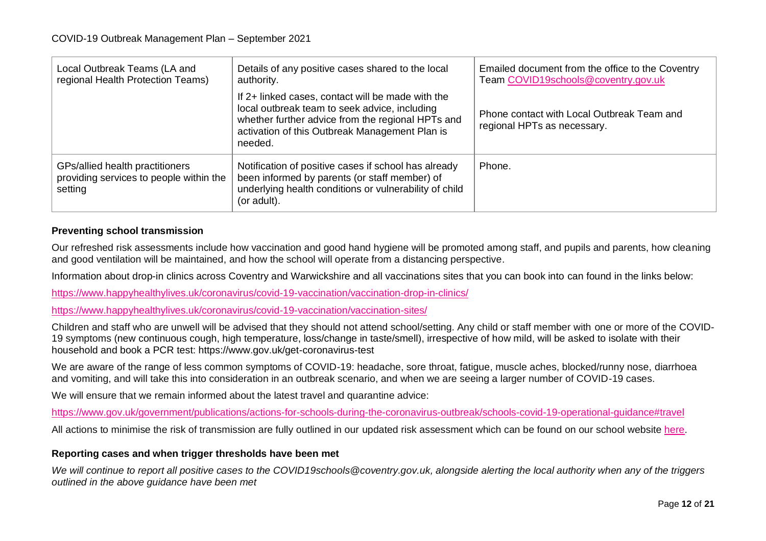| Local Outbreak Teams (LA and regional Health Protection Teams) | Details of any positive cases shared to the local authority.<br><br>If 2+ linked cases, contact will be made with the local outbreak team to seek advice, including whether further advice from the regional HPTs and activation of this Outbreak Management Plan is needed. | Emailed document from the office to the Coventry Team COVID19schools@coventry.gov.uk<br><br>Phone contact with Local Outbreak Team and regional HPTs as necessary. |
|---|---|---|
| GPs/allied health practitioners providing services to people within the setting | Notification of positive cases if school has already been informed by parents (or staff member) of underlying health conditions or vulnerability of child (or adult). | Phone. |

### Preventing school transmission

Our refreshed risk assessments include how vaccination and good hand hygiene will be promoted among staff, and pupils and parents, how cleaning and good ventilation will be maintained, and how the school will operate from a distancing perspective.

Information about drop-in clinics across Coventry and Warwickshire and all vaccinations sites that you can book into can found in the links below:

https://www.happyhealthylives.uk/coronavirus/covid-19-vaccination/vaccination-drop-in-clinics/

https://www.happyhealthylives.uk/coronavirus/covid-19-vaccination/vaccination-sites/

Children and staff who are unwell will be advised that they should not attend school/setting. Any child or staff member with one or more of the COVID-19 symptoms (new continuous cough, high temperature, loss/change in taste/smell), irrespective of how mild, will be asked to isolate with their household and book a PCR test: https://www.gov.uk/get-coronavirus-test

We are aware of the range of less common symptoms of COVID-19: headache, sore throat, fatigue, muscle aches, blocked/runny nose, diarrhoea and vomiting, and will take this into consideration in an outbreak scenario, and when we are seeing a larger number of COVID-19 cases.

We will ensure that we remain informed about the latest travel and quarantine advice:

https://www.gov.uk/government/publications/actions-for-schools-during-the-coronavirus-outbreak/schools-covid-19-operational-guidance#travel

All actions to minimise the risk of transmission are fully outlined in our updated risk assessment which can be found on our school website here.

### Reporting cases and when trigger thresholds have been met

*We will continue to report all positive cases to the COVID19schools@coventry.gov.uk, alongside alerting the local authority when any of the triggers outlined in the above guidance have been met*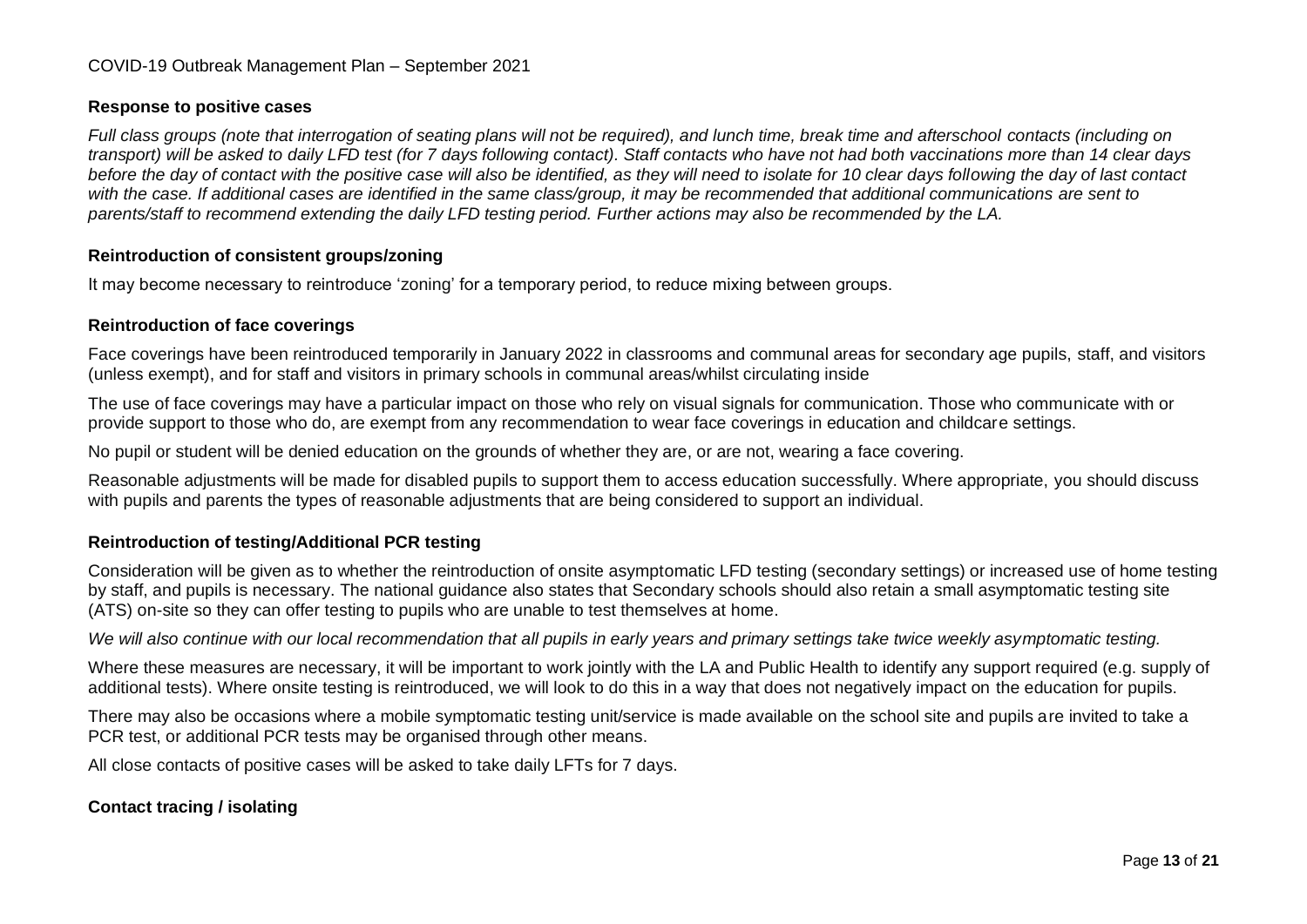**Response to positive cases**

*Full class groups (note that interrogation of seating plans will not be required), and lunch time, break time and afterschool contacts (including on transport) will be asked to daily LFD test (for 7 days following contact). Staff contacts who have not had both vaccinations more than 14 clear days before the day of contact with the positive case will also be identified, as they will need to isolate for 10 clear days following the day of last contact with the case. If additional cases are identified in the same class/group, it may be recommended that additional communications are sent to parents/staff to recommend extending the daily LFD testing period. Further actions may also be recommended by the LA.*

**Reintroduction of consistent groups/zoning**

It may become necessary to reintroduce 'zoning' for a temporary period, to reduce mixing between groups.

**Reintroduction of face coverings**

Face coverings have been reintroduced temporarily in January 2022 in classrooms and communal areas for secondary age pupils, staff, and visitors (unless exempt), and for staff and visitors in primary schools in communal areas/whilst circulating inside

The use of face coverings may have a particular impact on those who rely on visual signals for communication. Those who communicate with or provide support to those who do, are exempt from any recommendation to wear face coverings in education and childcare settings.

No pupil or student will be denied education on the grounds of whether they are, or are not, wearing a face covering.

Reasonable adjustments will be made for disabled pupils to support them to access education successfully. Where appropriate, you should discuss with pupils and parents the types of reasonable adjustments that are being considered to support an individual.

**Reintroduction of testing/Additional PCR testing**

Consideration will be given as to whether the reintroduction of onsite asymptomatic LFD testing (secondary settings) or increased use of home testing by staff, and pupils is necessary. The national guidance also states that Secondary schools should also retain a small asymptomatic testing site (ATS) on-site so they can offer testing to pupils who are unable to test themselves at home.

*We will also continue with our local recommendation that all pupils in early years and primary settings take twice weekly asymptomatic testing.*

Where these measures are necessary, it will be important to work jointly with the LA and Public Health to identify any support required (e.g. supply of additional tests). Where onsite testing is reintroduced, we will look to do this in a way that does not negatively impact on the education for pupils.

There may also be occasions where a mobile symptomatic testing unit/service is made available on the school site and pupils are invited to take a PCR test, or additional PCR tests may be organised through other means.

All close contacts of positive cases will be asked to take daily LFTs for 7 days.

**Contact tracing / isolating**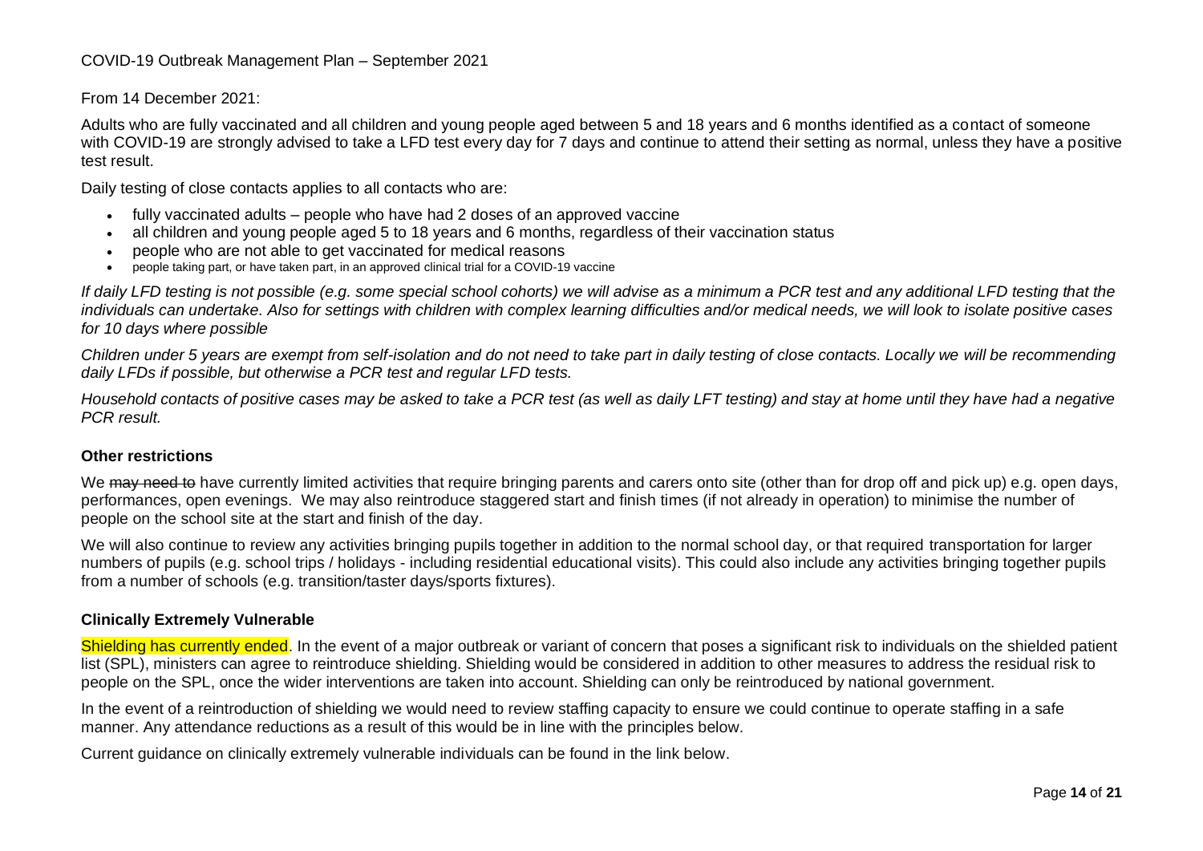From 14 December 2021:

Adults who are fully vaccinated and all children and young people aged between 5 and 18 years and 6 months identified as a contact of someone with COVID-19 are strongly advised to take a LFD test every day for 7 days and continue to attend their setting as normal, unless they have a positive test result.

Daily testing of close contacts applies to all contacts who are:

- fully vaccinated adults – people who have had 2 doses of an approved vaccine
- all children and young people aged 5 to 18 years and 6 months, regardless of their vaccination status
- people who are not able to get vaccinated for medical reasons
- people taking part, or have taken part, in an approved clinical trial for a COVID-19 vaccine

*If daily LFD testing is not possible (e.g. some special school cohorts) we will advise as a minimum a PCR test and any additional LFD testing that the individuals can undertake. Also for settings with children with complex learning difficulties and/or medical needs, we will look to isolate positive cases for 10 days where possible*

*Children under 5 years are exempt from self-isolation and do not need to take part in daily testing of close contacts. Locally we will be recommending daily LFDs if possible, but otherwise a PCR test and regular LFD tests.*

*Household contacts of positive cases may be asked to take a PCR test (as well as daily LFT testing) and stay at home until they have had a negative PCR result.*

### Other restrictions

We ~~may need to~~ have currently limited activities that require bringing parents and carers onto site (other than for drop off and pick up) e.g. open days, performances, open evenings. We may also reintroduce staggered start and finish times (if not already in operation) to minimise the number of people on the school site at the start and finish of the day.

We will also continue to review any activities bringing pupils together in addition to the normal school day, or that required transportation for larger numbers of pupils (e.g. school trips / holidays - including residential educational visits). This could also include any activities bringing together pupils from a number of schools (e.g. transition/taster days/sports fixtures).

### Clinically Extremely Vulnerable

Shielding has currently ended. In the event of a major outbreak or variant of concern that poses a significant risk to individuals on the shielded patient list (SPL), ministers can agree to reintroduce shielding. Shielding would be considered in addition to other measures to address the residual risk to people on the SPL, once the wider interventions are taken into account. Shielding can only be reintroduced by national government.

In the event of a reintroduction of shielding we would need to review staffing capacity to ensure we could continue to operate staffing in a safe manner. Any attendance reductions as a result of this would be in line with the principles below.

Current guidance on clinically extremely vulnerable individuals can be found in the link below.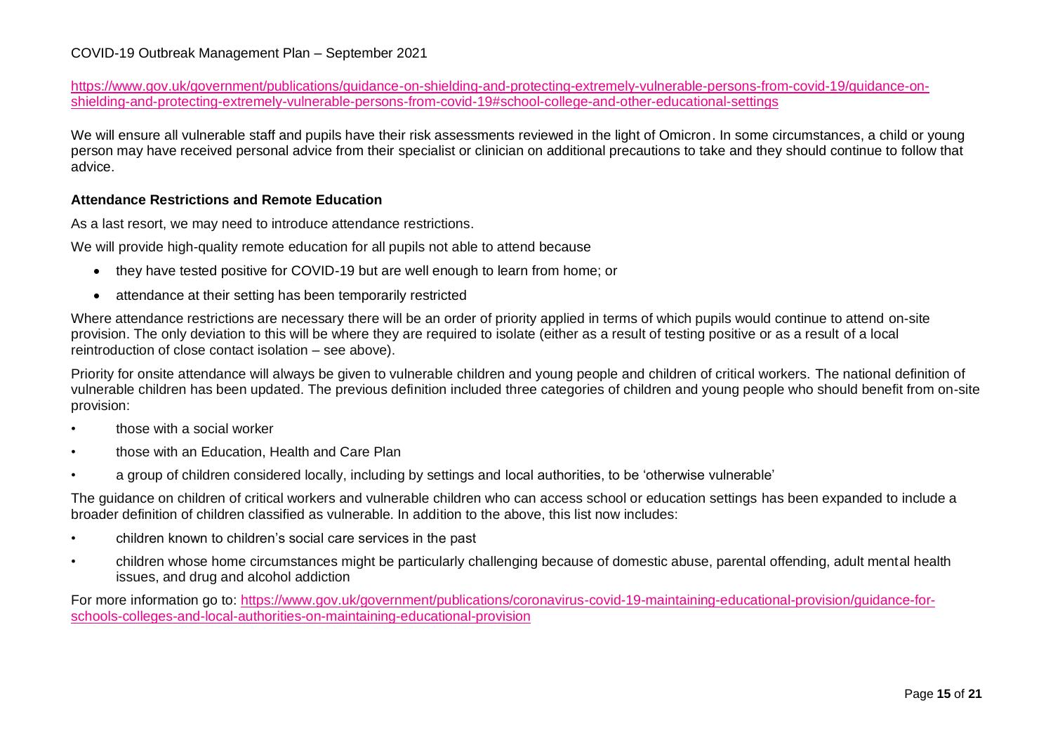[https://www.gov.uk/government/publications/guidance-on-shielding-and-protecting-extremely-vulnerable-persons-from-covid-19/guidance-on-shielding-and-protecting-extremely-vulnerable-persons-from-covid-19#school-college-and-other-educational-settings](https://www.gov.uk/government/publications/guidance-on-shielding-and-protecting-extremely-vulnerable-persons-from-covid-19/guidance-on-shielding-and-protecting-extremely-vulnerable-persons-from-covid-19#school-college-and-other-educational-settings)

We will ensure all vulnerable staff and pupils have their risk assessments reviewed in the light of Omicron. In some circumstances, a child or young person may have received personal advice from their specialist or clinician on additional precautions to take and they should continue to follow that advice.

**Attendance Restrictions and Remote Education**

As a last resort, we may need to introduce attendance restrictions.

We will provide high-quality remote education for all pupils not able to attend because

- they have tested positive for COVID-19 but are well enough to learn from home; or
- attendance at their setting has been temporarily restricted

Where attendance restrictions are necessary there will be an order of priority applied in terms of which pupils would continue to attend on-site provision. The only deviation to this will be where they are required to isolate (either as a result of testing positive or as a result of a local reintroduction of close contact isolation – see above).

Priority for onsite attendance will always be given to vulnerable children and young people and children of critical workers. The national definition of vulnerable children has been updated. The previous definition included three categories of children and young people who should benefit from on-site provision:

- those with a social worker
- those with an Education, Health and Care Plan
- a group of children considered locally, including by settings and local authorities, to be 'otherwise vulnerable'

The guidance on children of critical workers and vulnerable children who can access school or education settings has been expanded to include a broader definition of children classified as vulnerable. In addition to the above, this list now includes:

- children known to children's social care services in the past
- children whose home circumstances might be particularly challenging because of domestic abuse, parental offending, adult mental health issues, and drug and alcohol addiction

For more information go to: [https://www.gov.uk/government/publications/coronavirus-covid-19-maintaining-educational-provision/guidance-for-schools-colleges-and-local-authorities-on-maintaining-educational-provision](https://www.gov.uk/government/publications/coronavirus-covid-19-maintaining-educational-provision/guidance-for-schools-colleges-and-local-authorities-on-maintaining-educational-provision)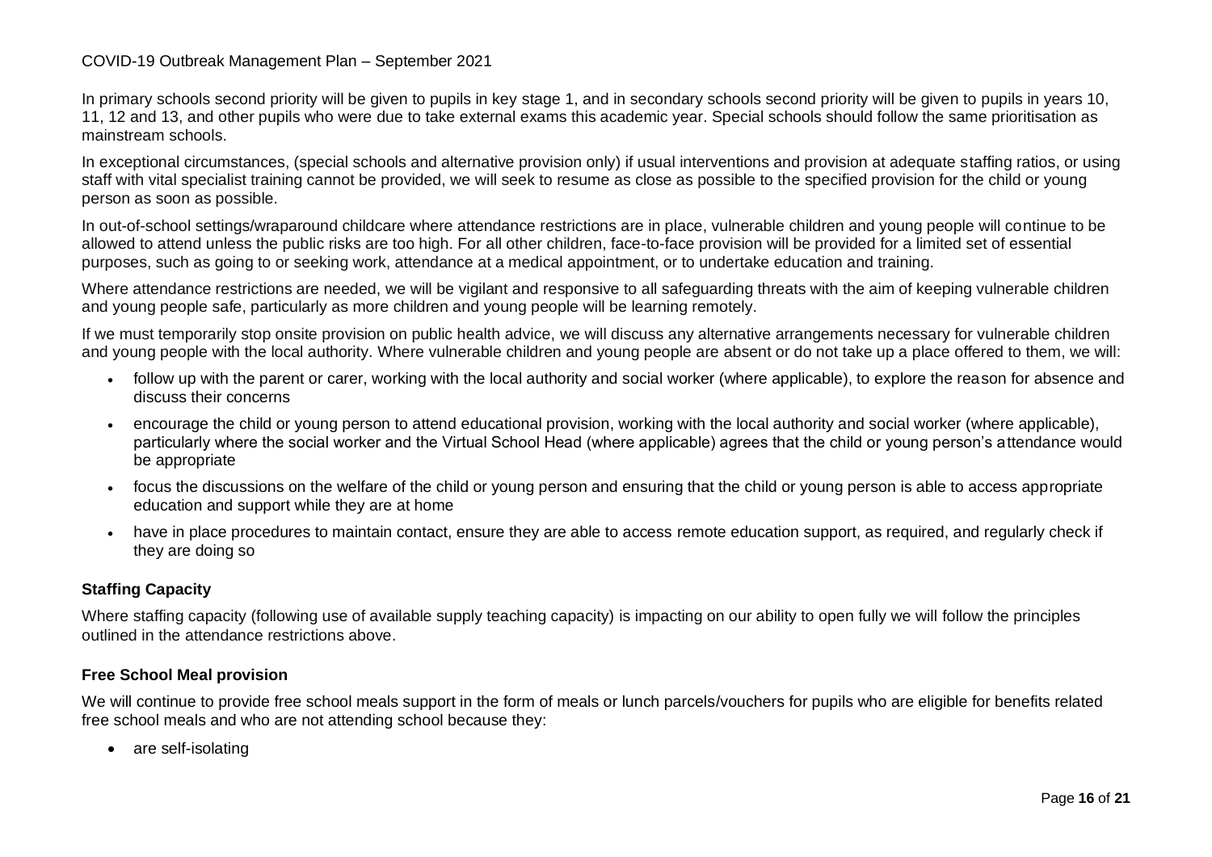In primary schools second priority will be given to pupils in key stage 1, and in secondary schools second priority will be given to pupils in years 10, 11, 12 and 13, and other pupils who were due to take external exams this academic year. Special schools should follow the same prioritisation as mainstream schools.

In exceptional circumstances, (special schools and alternative provision only) if usual interventions and provision at adequate staffing ratios, or using staff with vital specialist training cannot be provided, we will seek to resume as close as possible to the specified provision for the child or young person as soon as possible.

In out-of-school settings/wraparound childcare where attendance restrictions are in place, vulnerable children and young people will continue to be allowed to attend unless the public risks are too high. For all other children, face-to-face provision will be provided for a limited set of essential purposes, such as going to or seeking work, attendance at a medical appointment, or to undertake education and training.

Where attendance restrictions are needed, we will be vigilant and responsive to all safeguarding threats with the aim of keeping vulnerable children and young people safe, particularly as more children and young people will be learning remotely.

If we must temporarily stop onsite provision on public health advice, we will discuss any alternative arrangements necessary for vulnerable children and young people with the local authority. Where vulnerable children and young people are absent or do not take up a place offered to them, we will:

- follow up with the parent or carer, working with the local authority and social worker (where applicable), to explore the reason for absence and discuss their concerns
- encourage the child or young person to attend educational provision, working with the local authority and social worker (where applicable), particularly where the social worker and the Virtual School Head (where applicable) agrees that the child or young person's attendance would be appropriate
- focus the discussions on the welfare of the child or young person and ensuring that the child or young person is able to access appropriate education and support while they are at home
- have in place procedures to maintain contact, ensure they are able to access remote education support, as required, and regularly check if they are doing so

### Staffing Capacity

Where staffing capacity (following use of available supply teaching capacity) is impacting on our ability to open fully we will follow the principles outlined in the attendance restrictions above.

### Free School Meal provision

We will continue to provide free school meals support in the form of meals or lunch parcels/vouchers for pupils who are eligible for benefits related free school meals and who are not attending school because they:

- are self-isolating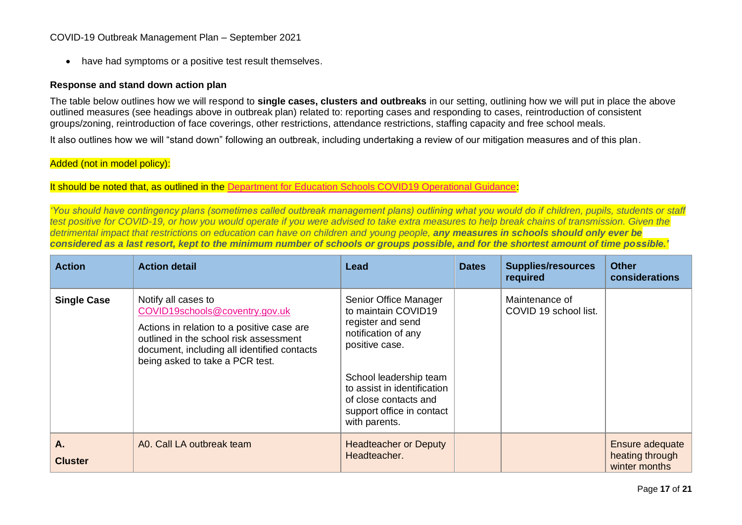- have had symptoms or a positive test result themselves.

**Response and stand down action plan**

The table below outlines how we will respond to **single cases, clusters and outbreaks** in our setting, outlining how we will put in place the above outlined measures (see headings above in outbreak plan) related to: reporting cases and responding to cases, reintroduction of consistent groups/zoning, reintroduction of face coverings, other restrictions, attendance restrictions, staffing capacity and free school meals.

It also outlines how we will "stand down" following an outbreak, including undertaking a review of our mitigation measures and of this plan.

Added (not in model policy):

It should be noted that, as outlined in the Department for Education Schools COVID19 Operational Guidance:

*'You should have contingency plans (sometimes called outbreak management plans) outlining what you would do if children, pupils, students or staff test positive for COVID-19, or how you would operate if you were advised to take extra measures to help break chains of transmission. Given the detrimental impact that restrictions on education can have on children and young people,* ***any measures in schools should only ever be considered as a last resort, kept to the minimum number of schools or groups possible, and for the shortest amount of time possible.'***

| Action | Action detail | Lead | Dates | Supplies/resources required | Other considerations |
| --- | --- | --- | --- | --- | --- |
| **Single Case** | Notify all cases to COVID19schools@coventry.gov.uk<br><br>Actions in relation to a positive case are outlined in the school risk assessment document, including all identified contacts being asked to take a PCR test. | Senior Office Manager to maintain COVID19 register and send notification of any positive case.<br><br>School leadership team to assist in identification of close contacts and support office in contact with parents. | | Maintenance of COVID 19 school list. | |
| **A.**<br>**Cluster** | A0. Call LA outbreak team | Headteacher or Deputy Headteacher. | | | Ensure adequate heating through winter months |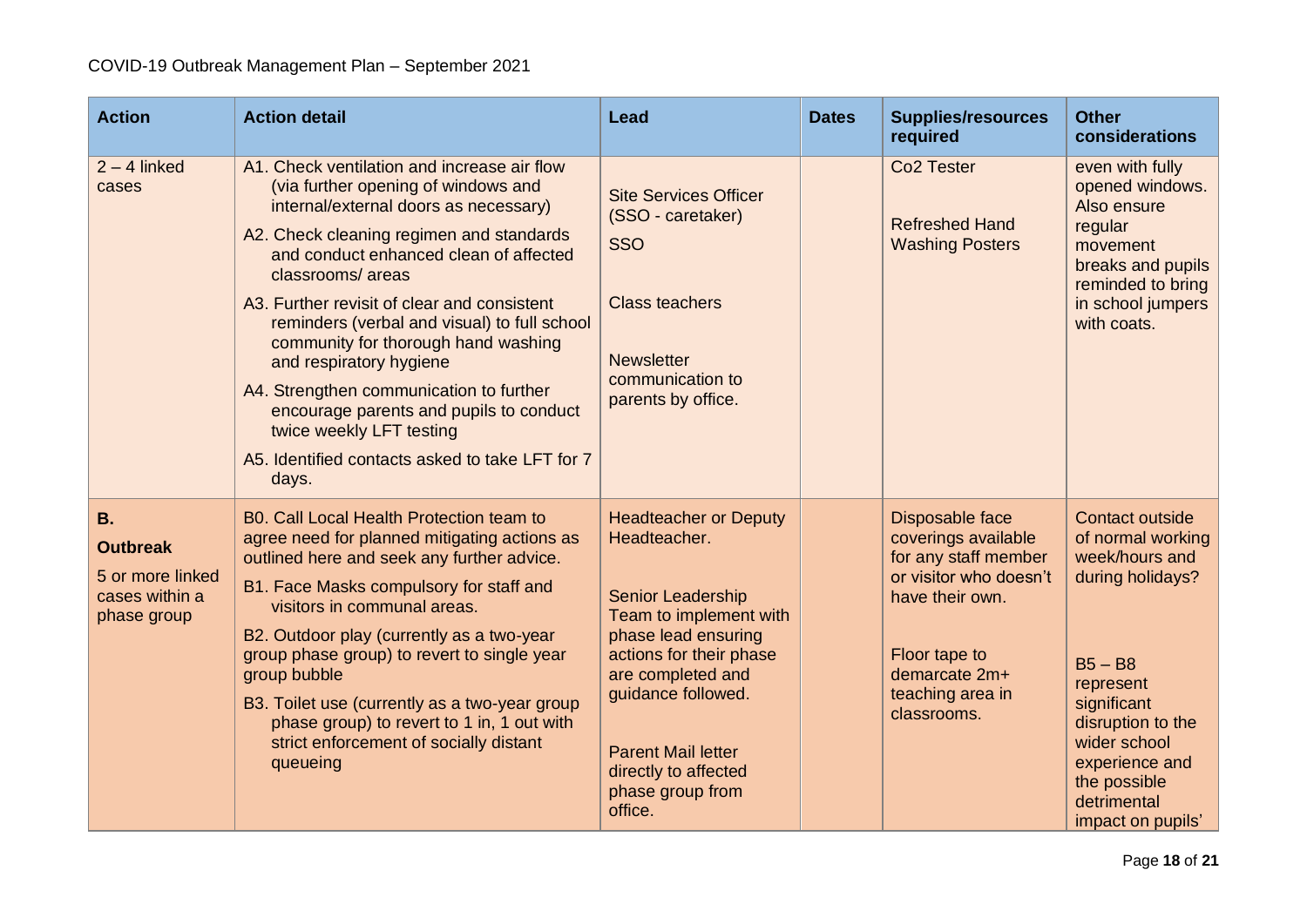COVID-19 Outbreak Management Plan – September 2021

| Action | Action detail | Lead | Dates | Supplies/resources required | Other considerations |
|---|---|---|---|---|---|
| 2 – 4 linked cases | A1. Check ventilation and increase air flow (via further opening of windows and internal/external doors as necessary)<br>A2. Check cleaning regimen and standards and conduct enhanced clean of affected classrooms/ areas<br>A3. Further revisit of clear and consistent reminders (verbal and visual) to full school community for thorough hand washing and respiratory hygiene<br>A4. Strengthen communication to further encourage parents and pupils to conduct twice weekly LFT testing<br>A5. Identified contacts asked to take LFT for 7 days. | Site Services Officer (SSO - caretaker)<br>SSO<br>Class teachers<br>Newsletter communication to parents by office. | | $CO_2$ Tester<br>Refreshed Hand Washing Posters | even with fully opened windows. Also ensure regular movement breaks and pupils reminded to bring in school jumpers with coats. |
| **B. Outbreak**<br>5 or more linked cases within a phase group | B0. Call Local Health Protection team to agree need for planned mitigating actions as outlined here and seek any further advice.<br>B1. Face Masks compulsory for staff and visitors in communal areas.<br>B2. Outdoor play (currently as a two-year group phase group) to revert to single year group bubble<br>B3. Toilet use (currently as a two-year group phase group) to revert to 1 in, 1 out with strict enforcement of socially distant queueing | Headteacher or Deputy Headteacher.<br>Senior Leadership Team to implement with phase lead ensuring actions for their phase are completed and guidance followed.<br>Parent Mail letter directly to affected phase group from office. | | Disposable face coverings available for any staff member or visitor who doesn't have their own.<br>Floor tape to demarcate 2m+ teaching area in classrooms. | Contact outside of normal working week/hours and during holidays?<br>B5 – B8 represent significant disruption to the wider school experience and the possible detrimental impact on pupils' |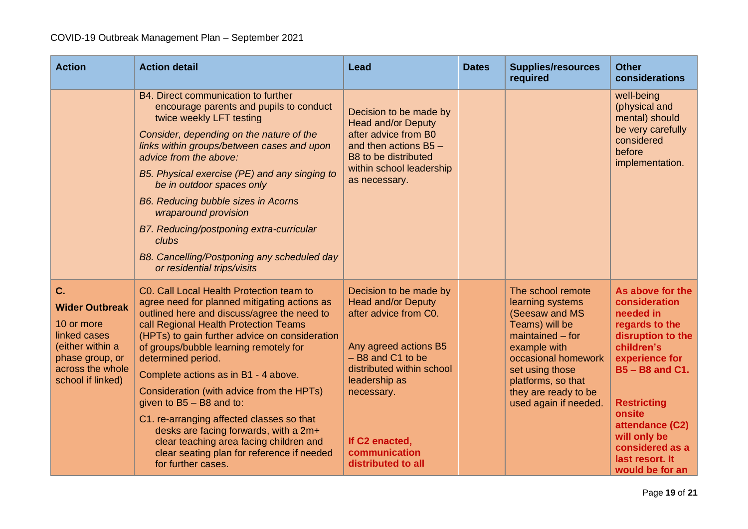| Action | Action detail | Lead | Dates | Supplies/resources required | Other considerations |
|---|---|---|---|---|---|
| | B4. Direct communication to further encourage parents and pupils to conduct twice weekly LFT testing<br><br>*Consider, depending on the nature of the links within groups/between cases and upon advice from the above:*<br><br>*B5. Physical exercise (PE) and any singing to be in outdoor spaces only*<br><br>*B6. Reducing bubble sizes in Acorns wraparound provision*<br><br>*B7. Reducing/postponing extra-curricular clubs*<br><br>*B8. Cancelling/Postponing any scheduled day or residential trips/visits* | Decision to be made by Head and/or Deputy after advice from B0 and then actions B5 – B8 to be distributed within school leadership as necessary. | | | well-being (physical and mental) should be very carefully considered before implementation. |
| **C.**<br><br>**Wider Outbreak**<br><br>10 or more linked cases (either within a phase group, or across the whole school if linked) | C0. Call Local Health Protection team to agree need for planned mitigating actions as outlined here and discuss/agree the need to call Regional Health Protection Teams (HPTs) to gain further advice on consideration of groups/bubble learning remotely for determined period.<br><br>Complete actions as in B1 - 4 above.<br><br>Consideration (with advice from the HPTs) given to B5 – B8 and to:<br><br>C1. re-arranging affected classes so that desks are facing forwards, with a 2m+ clear teaching area facing children and clear seating plan for reference if needed for further cases. | Decision to be made by Head and/or Deputy after advice from C0.<br><br>Any agreed actions B5 – B8 and C1 to be distributed within school leadership as necessary.<br><br>**If C2 enacted, communication distributed to all** | | The school remote learning systems (Seesaw and MS Teams) will be maintained – for example with occasional homework set using those platforms, so that they are ready to be used again if needed. | **As above for the consideration needed in regards to the disruption to the children's experience for B5 – B8 and C1.**<br><br>**Restricting onsite attendance (C2) will only be considered as a last resort. It would be for an** |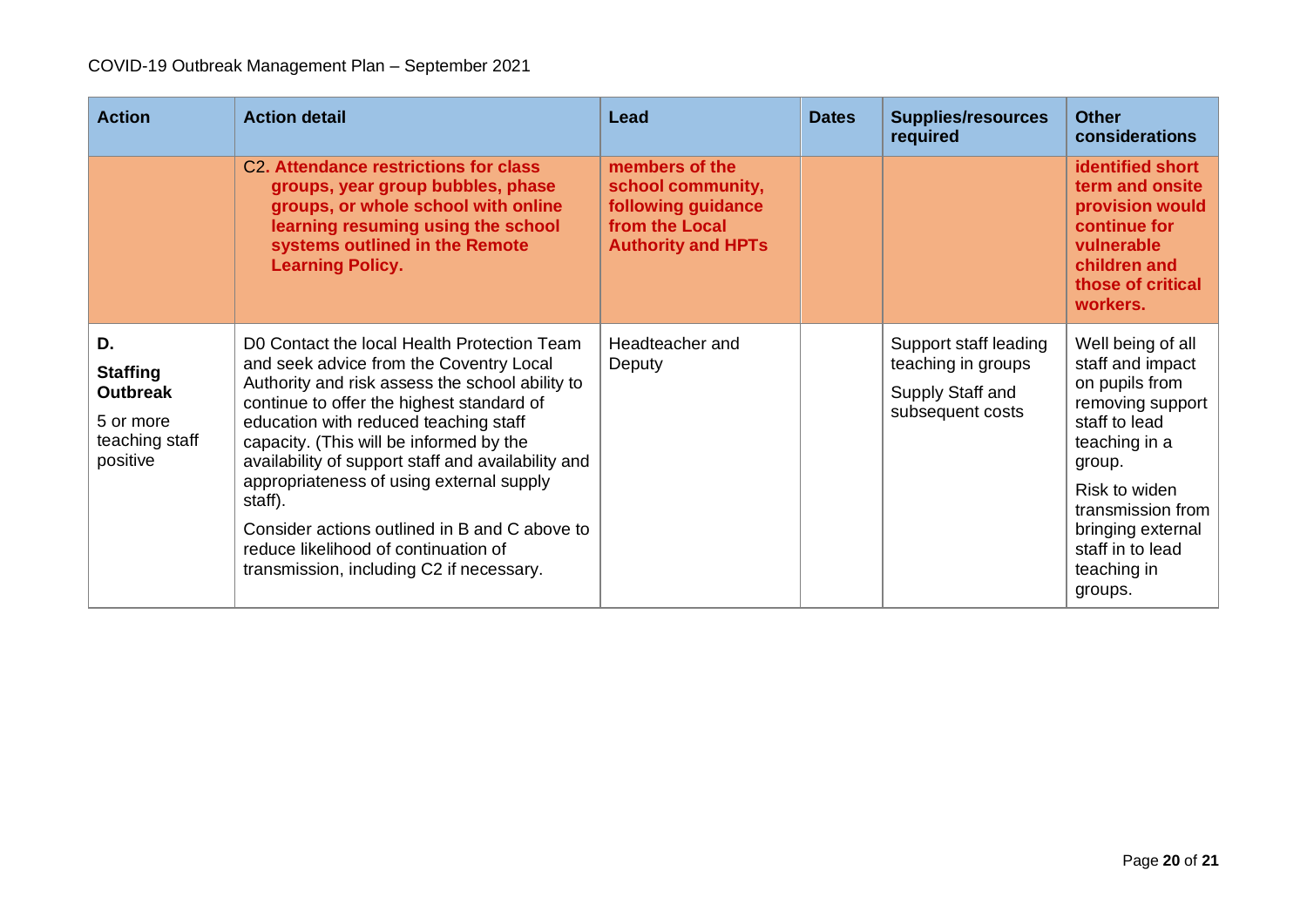COVID-19 Outbreak Management Plan – September 2021

| Action | Action detail | Lead | Dates | Supplies/resources required | Other considerations |
|---|---|---|---|---|---|
| | C2. **Attendance restrictions for class groups, year group bubbles, phase groups, or whole school with online learning resuming using the school systems outlined in the Remote Learning Policy.** | **members of the school community, following guidance from the Local Authority and HPTs** | | | **identified short term and onsite provision would continue for vulnerable children and those of critical workers.** |
| **D.** **Staffing Outbreak** 5 or more teaching staff positive | D0 Contact the local Health Protection Team and seek advice from the Coventry Local Authority and risk assess the school ability to continue to offer the highest standard of education with reduced teaching staff capacity. (This will be informed by the availability of support staff and availability and appropriateness of using external supply staff). Consider actions outlined in B and C above to reduce likelihood of continuation of transmission, including C2 if necessary. | Headteacher and Deputy | | Support staff leading teaching in groups Supply Staff and subsequent costs | Well being of all staff and impact on pupils from removing support staff to lead teaching in a group. Risk to widen transmission from bringing external staff in to lead teaching in groups. |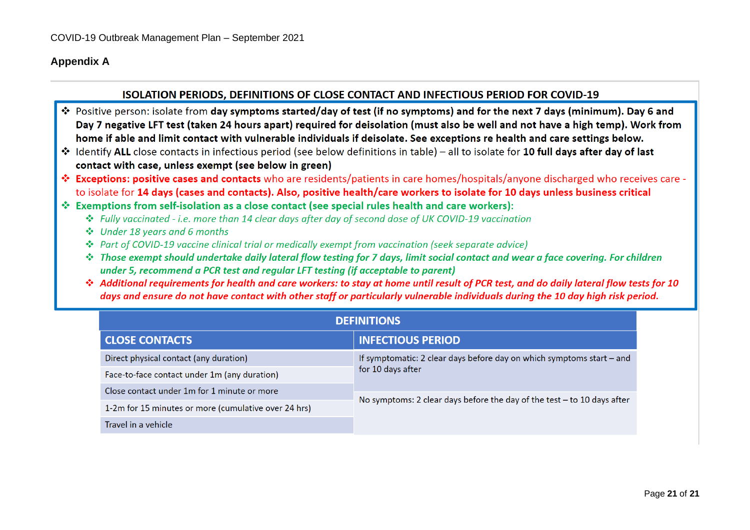## Appendix A

### ISOLATION PERIODS, DEFINITIONS OF CLOSE CONTACT AND INFECTIOUS PERIOD FOR COVID-19

- Positive person: isolate from **day symptoms started/day of test (if no symptoms) and for the next 7 days (minimum). Day 6 and Day 7 negative LFT test (taken 24 hours apart) required for deisolation (must also be well and not have a high temp). Work from home if able and limit contact with vulnerable individuals if deisolate. See exceptions re health and care settings below.**
- Identify **ALL** close contacts in infectious period (see below definitions in table) – all to isolate for **10 full days after day of last contact with case, unless exempt (see below in green)**
- **Exceptions: positive cases and contacts** who are residents/patients in care homes/hospitals/anyone discharged who receives care - to isolate for **14 days (cases and contacts). Also, positive health/care workers to isolate for 10 days unless business critical**
- **Exemptions from self-isolation as a close contact (see special rules health and care workers):**
  - *Fully vaccinated - i.e. more than 14 clear days after day of second dose of UK COVID-19 vaccination*
  - *Under 18 years and 6 months*
  - *Part of COVID-19 vaccine clinical trial or medically exempt from vaccination (seek separate advice)*
  - ***Those exempt should undertake daily lateral flow testing for 7 days, limit social contact and wear a face covering. For children under 5, recommend a PCR test and regular LFT testing (if acceptable to parent)***
  - ***Additional requirements for health and care workers: to stay at home until result of PCR test, and do daily lateral flow tests for 10 days and ensure do not have contact with other staff or particularly vulnerable individuals during the 10 day high risk period.***

| DEFINITIONS | |
|---|---|
| **CLOSE CONTACTS** | **INFECTIOUS PERIOD** |
| Direct physical contact (any duration) | If symptomatic: 2 clear days before day on which symptoms start – and for 10 days after |
| Face-to-face contact under 1m (any duration) | |
| Close contact under 1m for 1 minute or more | |
| 1-2m for 15 minutes or more (cumulative over 24 hrs) | No symptoms: 2 clear days before the day of the test – to 10 days after |
| Travel in a vehicle | |